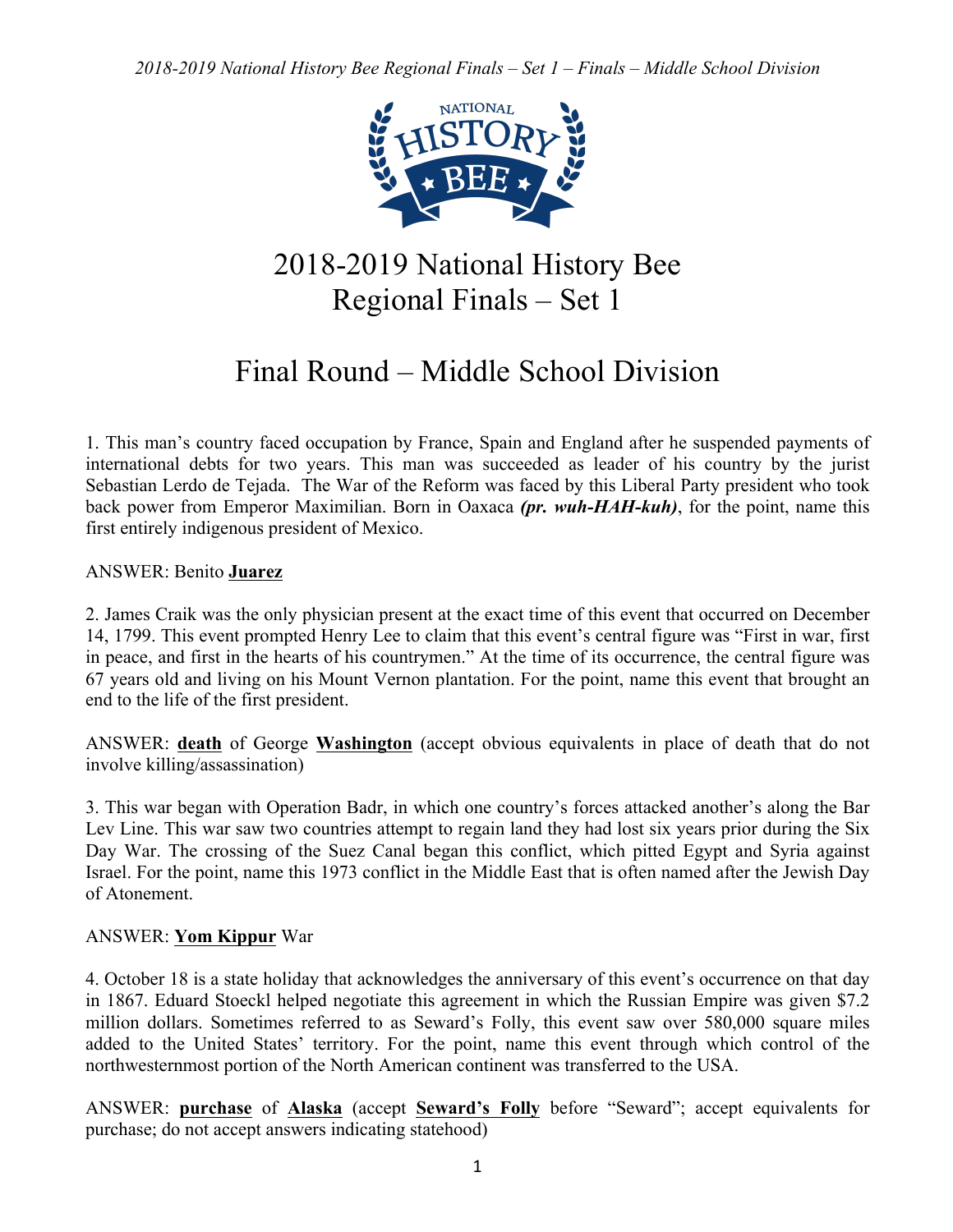# 2018-2019 National History Bee Regional Finals – Set 1

# Final Round – Middle School Division

1. This man's country faced occupation by France, Spain and England after he suspended payments of international debts for two years. This man was succeeded as leader of his country by the jurist Sebastian Lerdo de Tejada. The War of the Reform was faced by this Liberal Party president who took back power from Emperor Maximilian. Born in Oaxaca ***(pr. wuh-HAH-kuh)***, for the point, name this first entirely indigenous president of Mexico.

ANSWER: Benito **Juarez**

2. James Craik was the only physician present at the exact time of this event that occurred on December 14, 1799. This event prompted Henry Lee to claim that this event's central figure was "First in war, first in peace, and first in the hearts of his countrymen." At the time of its occurrence, the central figure was 67 years old and living on his Mount Vernon plantation. For the point, name this event that brought an end to the life of the first president.

ANSWER: **death** of George **Washington** (accept obvious equivalents in place of death that do not involve killing/assassination)

3. This war began with Operation Badr, in which one country's forces attacked another's along the Bar Lev Line. This war saw two countries attempt to regain land they had lost six years prior during the Six Day War. The crossing of the Suez Canal began this conflict, which pitted Egypt and Syria against Israel. For the point, name this 1973 conflict in the Middle East that is often named after the Jewish Day of Atonement.

ANSWER: **Yom Kippur** War

4. October 18 is a state holiday that acknowledges the anniversary of this event's occurrence on that day in 1867. Eduard Stoeckl helped negotiate this agreement in which the Russian Empire was given $7.2 million dollars. Sometimes referred to as Seward's Folly, this event saw over 580,000 square miles added to the United States' territory. For the point, name this event through which control of the northwesternmost portion of the North American continent was transferred to the USA.

ANSWER: **purchase** of **Alaska** (accept **Seward's Folly** before "Seward"; accept equivalents for purchase; do not accept answers indicating statehood)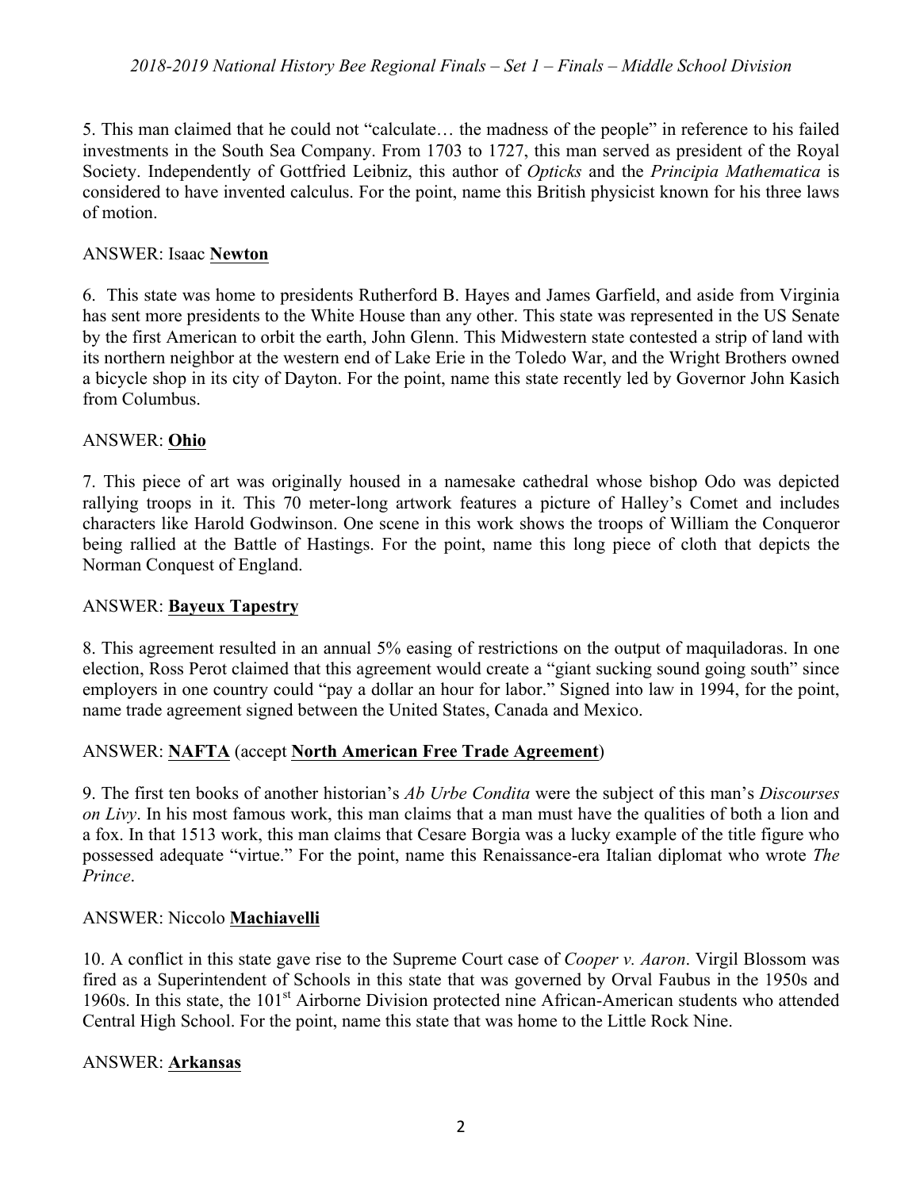5. This man claimed that he could not "calculate… the madness of the people" in reference to his failed investments in the South Sea Company. From 1703 to 1727, this man served as president of the Royal Society. Independently of Gottfried Leibniz, this author of *Opticks* and the *Principia Mathematica* is considered to have invented calculus. For the point, name this British physicist known for his three laws of motion.

ANSWER: Isaac **Newton**

6. This state was home to presidents Rutherford B. Hayes and James Garfield, and aside from Virginia has sent more presidents to the White House than any other. This state was represented in the US Senate by the first American to orbit the earth, John Glenn. This Midwestern state contested a strip of land with its northern neighbor at the western end of Lake Erie in the Toledo War, and the Wright Brothers owned a bicycle shop in its city of Dayton. For the point, name this state recently led by Governor John Kasich from Columbus.

ANSWER: **Ohio**

7. This piece of art was originally housed in a namesake cathedral whose bishop Odo was depicted rallying troops in it. This 70 meter-long artwork features a picture of Halley's Comet and includes characters like Harold Godwinson. One scene in this work shows the troops of William the Conqueror being rallied at the Battle of Hastings. For the point, name this long piece of cloth that depicts the Norman Conquest of England.

ANSWER: **Bayeux Tapestry**

8. This agreement resulted in an annual 5% easing of restrictions on the output of maquiladoras. In one election, Ross Perot claimed that this agreement would create a "giant sucking sound going south" since employers in one country could "pay a dollar an hour for labor." Signed into law in 1994, for the point, name trade agreement signed between the United States, Canada and Mexico.

ANSWER: **NAFTA** (accept **North American Free Trade Agreement**)

9. The first ten books of another historian's *Ab Urbe Condita* were the subject of this man's *Discourses on Livy*. In his most famous work, this man claims that a man must have the qualities of both a lion and a fox. In that 1513 work, this man claims that Cesare Borgia was a lucky example of the title figure who possessed adequate "virtue." For the point, name this Renaissance-era Italian diplomat who wrote *The Prince*.

ANSWER: Niccolo **Machiavelli**

10. A conflict in this state gave rise to the Supreme Court case of *Cooper v. Aaron*. Virgil Blossom was fired as a Superintendent of Schools in this state that was governed by Orval Faubus in the 1950s and 1960s. In this state, the 101st Airborne Division protected nine African-American students who attended Central High School. For the point, name this state that was home to the Little Rock Nine.

ANSWER: **Arkansas**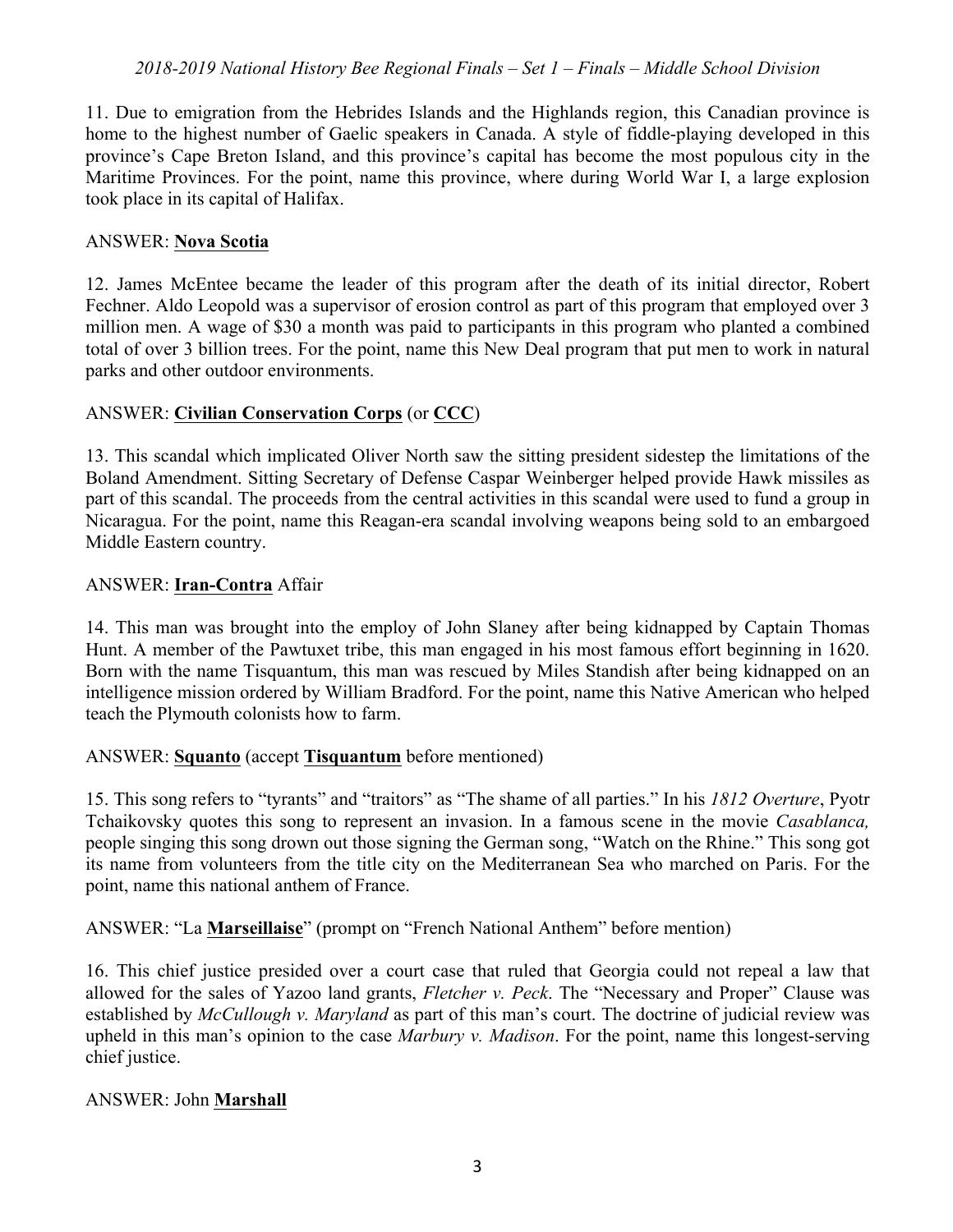11. Due to emigration from the Hebrides Islands and the Highlands region, this Canadian province is home to the highest number of Gaelic speakers in Canada. A style of fiddle-playing developed in this province's Cape Breton Island, and this province's capital has become the most populous city in the Maritime Provinces. For the point, name this province, where during World War I, a large explosion took place in its capital of Halifax.

ANSWER: **Nova Scotia**

12. James McEntee became the leader of this program after the death of its initial director, Robert Fechner. Aldo Leopold was a supervisor of erosion control as part of this program that employed over 3 million men. A wage of $30 a month was paid to participants in this program who planted a combined total of over 3 billion trees. For the point, name this New Deal program that put men to work in natural parks and other outdoor environments.

ANSWER: **Civilian Conservation Corps** (or **CCC**)

13. This scandal which implicated Oliver North saw the sitting president sidestep the limitations of the Boland Amendment. Sitting Secretary of Defense Caspar Weinberger helped provide Hawk missiles as part of this scandal. The proceeds from the central activities in this scandal were used to fund a group in Nicaragua. For the point, name this Reagan-era scandal involving weapons being sold to an embargoed Middle Eastern country.

ANSWER: **Iran-Contra** Affair

14. This man was brought into the employ of John Slaney after being kidnapped by Captain Thomas Hunt. A member of the Pawtuxet tribe, this man engaged in his most famous effort beginning in 1620. Born with the name Tisquantum, this man was rescued by Miles Standish after being kidnapped on an intelligence mission ordered by William Bradford. For the point, name this Native American who helped teach the Plymouth colonists how to farm.

ANSWER: **Squanto** (accept **Tisquantum** before mentioned)

15. This song refers to "tyrants" and "traitors" as "The shame of all parties." In his *1812 Overture*, Pyotr Tchaikovsky quotes this song to represent an invasion. In a famous scene in the movie *Casablanca,* people singing this song drown out those signing the German song, "Watch on the Rhine." This song got its name from volunteers from the title city on the Mediterranean Sea who marched on Paris. For the point, name this national anthem of France.

ANSWER: "La **Marseillaise**" (prompt on "French National Anthem" before mention)

16. This chief justice presided over a court case that ruled that Georgia could not repeal a law that allowed for the sales of Yazoo land grants, *Fletcher v. Peck*. The "Necessary and Proper" Clause was established by *McCullough v. Maryland* as part of this man's court. The doctrine of judicial review was upheld in this man's opinion to the case *Marbury v. Madison*. For the point, name this longest-serving chief justice.

ANSWER: John **Marshall**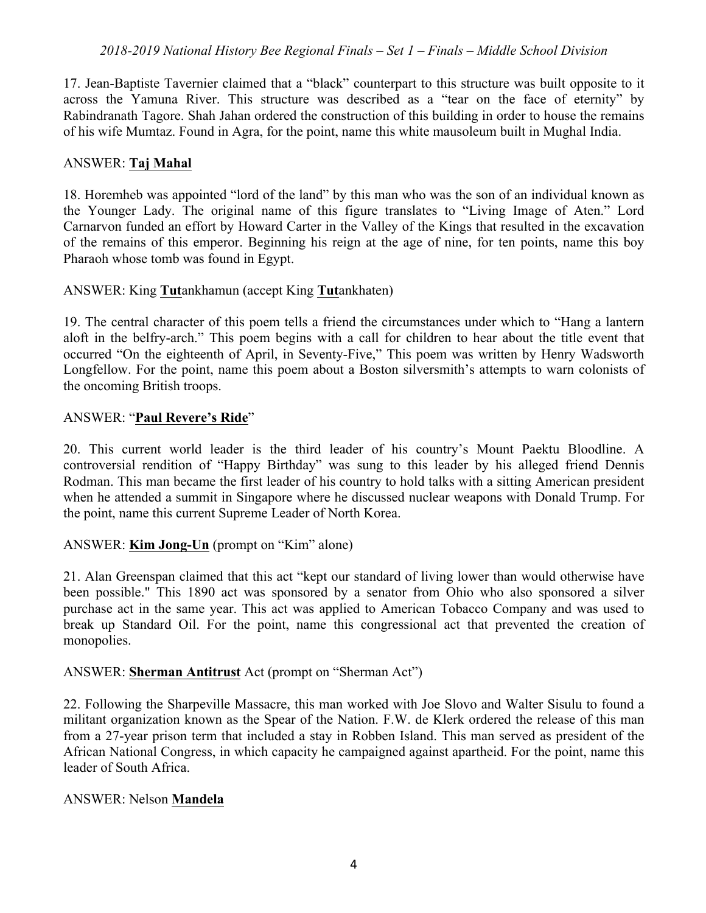17. Jean-Baptiste Tavernier claimed that a "black" counterpart to this structure was built opposite to it across the Yamuna River. This structure was described as a "tear on the face of eternity" by Rabindranath Tagore. Shah Jahan ordered the construction of this building in order to house the remains of his wife Mumtaz. Found in Agra, for the point, name this white mausoleum built in Mughal India.

ANSWER: **Taj Mahal**

18. Horemheb was appointed "lord of the land" by this man who was the son of an individual known as the Younger Lady. The original name of this figure translates to "Living Image of Aten." Lord Carnarvon funded an effort by Howard Carter in the Valley of the Kings that resulted in the excavation of the remains of this emperor. Beginning his reign at the age of nine, for ten points, name this boy Pharaoh whose tomb was found in Egypt.

ANSWER: King **Tut**ankhamun (accept King **Tut**ankhaten)

19. The central character of this poem tells a friend the circumstances under which to "Hang a lantern aloft in the belfry-arch." This poem begins with a call for children to hear about the title event that occurred "On the eighteenth of April, in Seventy-Five," This poem was written by Henry Wadsworth Longfellow. For the point, name this poem about a Boston silversmith's attempts to warn colonists of the oncoming British troops.

ANSWER: "**Paul Revere's Ride**"

20. This current world leader is the third leader of his country's Mount Paektu Bloodline. A controversial rendition of "Happy Birthday" was sung to this leader by his alleged friend Dennis Rodman. This man became the first leader of his country to hold talks with a sitting American president when he attended a summit in Singapore where he discussed nuclear weapons with Donald Trump. For the point, name this current Supreme Leader of North Korea.

ANSWER: **Kim Jong-Un** (prompt on "Kim" alone)

21. Alan Greenspan claimed that this act "kept our standard of living lower than would otherwise have been possible." This 1890 act was sponsored by a senator from Ohio who also sponsored a silver purchase act in the same year. This act was applied to American Tobacco Company and was used to break up Standard Oil. For the point, name this congressional act that prevented the creation of monopolies.

ANSWER: **Sherman Antitrust** Act (prompt on "Sherman Act")

22. Following the Sharpeville Massacre, this man worked with Joe Slovo and Walter Sisulu to found a militant organization known as the Spear of the Nation. F.W. de Klerk ordered the release of this man from a 27-year prison term that included a stay in Robben Island. This man served as president of the African National Congress, in which capacity he campaigned against apartheid. For the point, name this leader of South Africa.

ANSWER: Nelson **Mandela**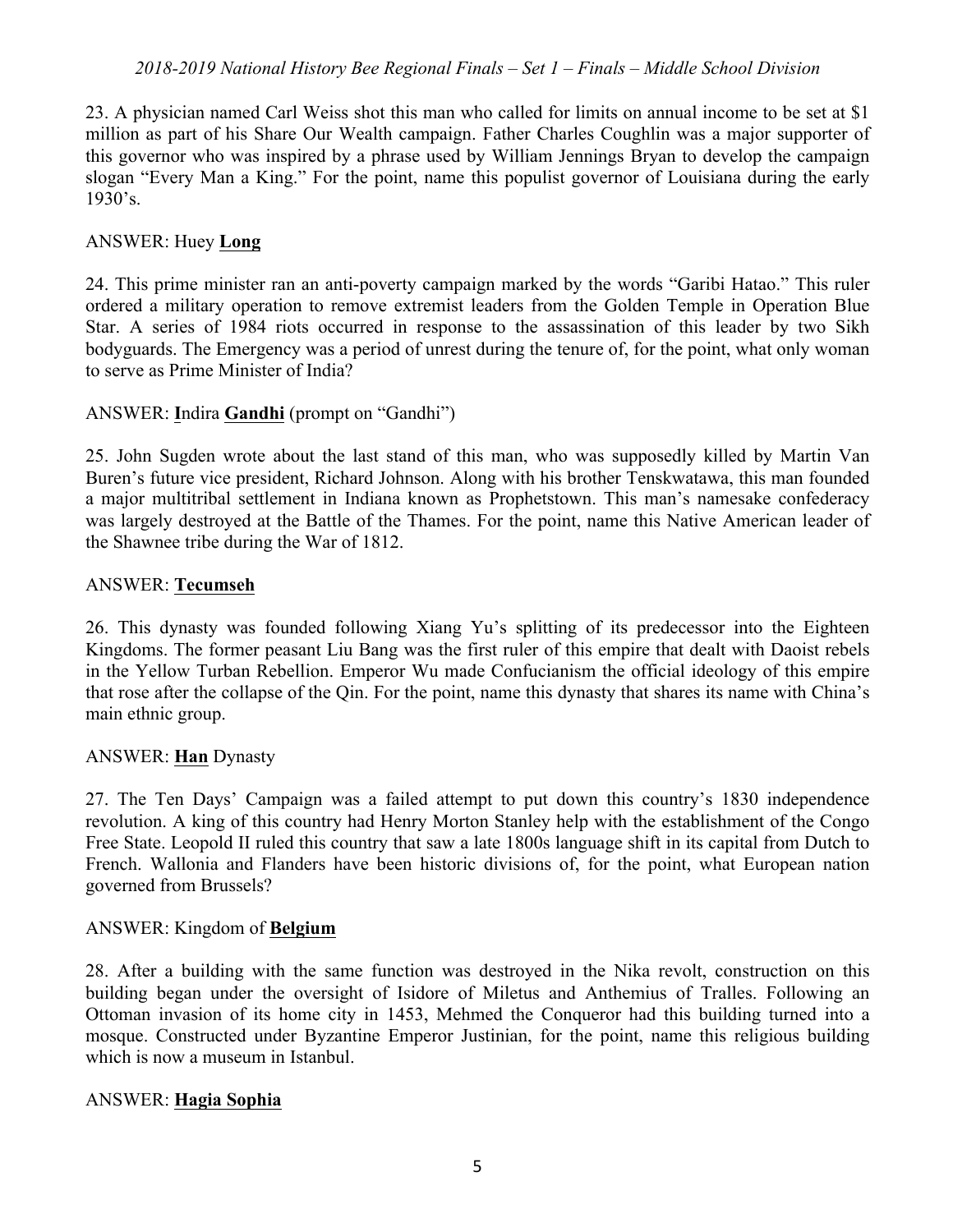23. A physician named Carl Weiss shot this man who called for limits on annual income to be set at $1 million as part of his Share Our Wealth campaign. Father Charles Coughlin was a major supporter of this governor who was inspired by a phrase used by William Jennings Bryan to develop the campaign slogan "Every Man a King." For the point, name this populist governor of Louisiana during the early 1930's.

ANSWER: Huey **<u>Long</u>**

24. This prime minister ran an anti-poverty campaign marked by the words "Garibi Hatao." This ruler ordered a military operation to remove extremist leaders from the Golden Temple in Operation Blue Star. A series of 1984 riots occurred in response to the assassination of this leader by two Sikh bodyguards. The Emergency was a period of unrest during the tenure of, for the point, what only woman to serve as Prime Minister of India?

ANSWER: **<u>I</u>**ndira **<u>Gandhi</u>** (prompt on "Gandhi")

25. John Sugden wrote about the last stand of this man, who was supposedly killed by Martin Van Buren's future vice president, Richard Johnson. Along with his brother Tenskwatawa, this man founded a major multitribal settlement in Indiana known as Prophetstown. This man's namesake confederacy was largely destroyed at the Battle of the Thames. For the point, name this Native American leader of the Shawnee tribe during the War of 1812.

ANSWER: **<u>Tecumseh</u>**

26. This dynasty was founded following Xiang Yu's splitting of its predecessor into the Eighteen Kingdoms. The former peasant Liu Bang was the first ruler of this empire that dealt with Daoist rebels in the Yellow Turban Rebellion. Emperor Wu made Confucianism the official ideology of this empire that rose after the collapse of the Qin. For the point, name this dynasty that shares its name with China's main ethnic group.

ANSWER: **<u>Han</u>** Dynasty

27. The Ten Days' Campaign was a failed attempt to put down this country's 1830 independence revolution. A king of this country had Henry Morton Stanley help with the establishment of the Congo Free State. Leopold II ruled this country that saw a late 1800s language shift in its capital from Dutch to French. Wallonia and Flanders have been historic divisions of, for the point, what European nation governed from Brussels?

ANSWER: Kingdom of **<u>Belgium</u>**

28. After a building with the same function was destroyed in the Nika revolt, construction on this building began under the oversight of Isidore of Miletus and Anthemius of Tralles. Following an Ottoman invasion of its home city in 1453, Mehmed the Conqueror had this building turned into a mosque. Constructed under Byzantine Emperor Justinian, for the point, name this religious building which is now a museum in Istanbul.

ANSWER: **<u>Hagia Sophia</u>**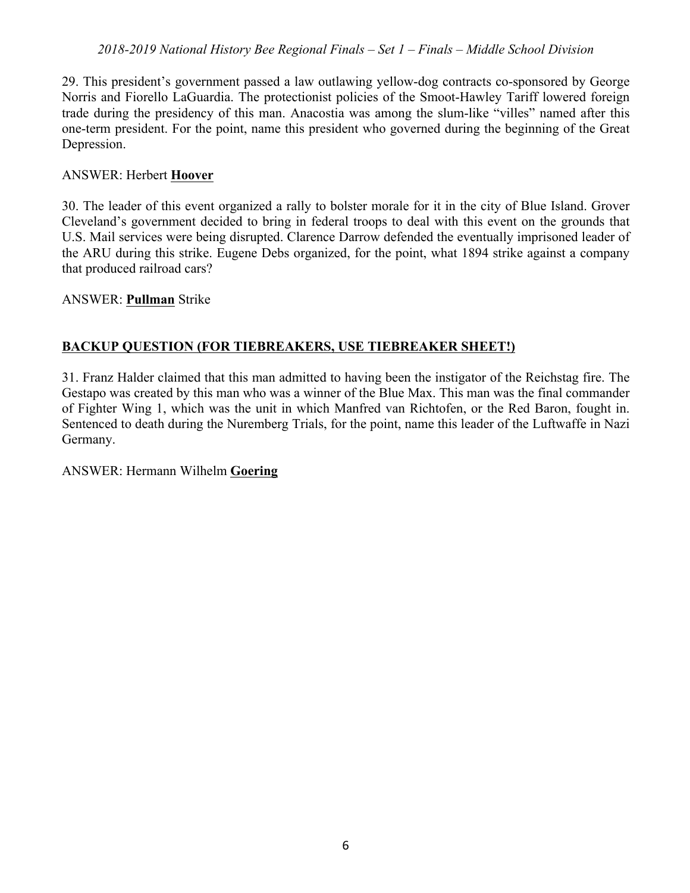29. This president's government passed a law outlawing yellow-dog contracts co-sponsored by George Norris and Fiorello LaGuardia. The protectionist policies of the Smoot-Hawley Tariff lowered foreign trade during the presidency of this man. Anacostia was among the slum-like "villes" named after this one-term president. For the point, name this president who governed during the beginning of the Great Depression.

ANSWER: Herbert **Hoover**

30. The leader of this event organized a rally to bolster morale for it in the city of Blue Island. Grover Cleveland's government decided to bring in federal troops to deal with this event on the grounds that U.S. Mail services were being disrupted. Clarence Darrow defended the eventually imprisoned leader of the ARU during this strike. Eugene Debs organized, for the point, what 1894 strike against a company that produced railroad cars?

ANSWER: **Pullman** Strike

## BACKUP QUESTION (FOR TIEBREAKERS, USE TIEBREAKER SHEET!)

31. Franz Halder claimed that this man admitted to having been the instigator of the Reichstag fire. The Gestapo was created by this man who was a winner of the Blue Max. This man was the final commander of Fighter Wing 1, which was the unit in which Manfred van Richtofen, or the Red Baron, fought in. Sentenced to death during the Nuremberg Trials, for the point, name this leader of the Luftwaffe in Nazi Germany.

ANSWER: Hermann Wilhelm **Goering**